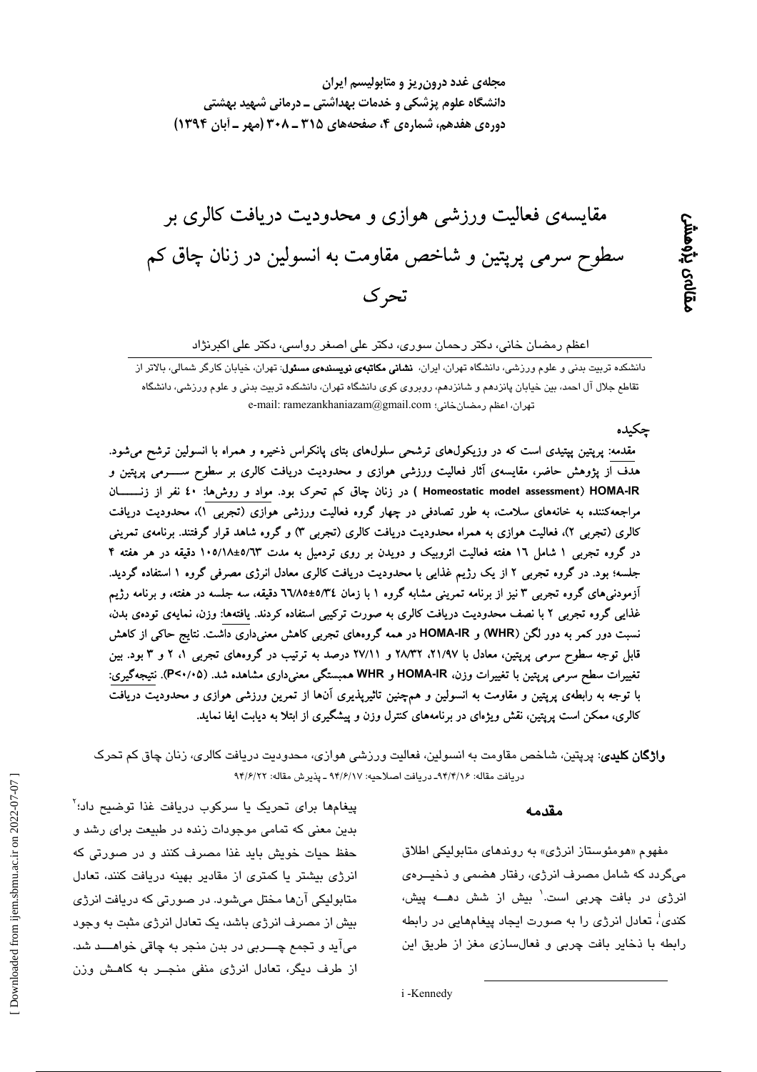# مقایسه‌ی فعالیت ورزشی هوازی و محدودیت دریافت کالری بر سطوح سرمی پرپتین و شاخص مقاومت به انسولین در زنان چاق کم تحرک

مقاله‌ی پژوهشی

اعظم رمضان خانی، دکتر رحمان سوری، دکتر علی اصغر رواسی، دکتر علی اکبرنژاد

دانشکده تربیت بدنی و علوم ورزشی، دانشگاه تهران، ایران، **نشانی مکاتبه‌ی نویسنده‌ی مسئول**: تهران، خیابان کارگر شمالی، بالاتر از تقاطع جلال آل احمد، بین خیابان پانزدهم و شانزدهم، روبروی کوی دانشگاه تهران، دانشکده تربیت بدنی و علوم ورزشی، دانشگاه تهران، اعظم رمضانخانی؛ e-mail: ramezankhaniazam@gmail.com

## چکیده

مقدمه: پرپتین پپتیدی است که در وزیکول‌های ترشحی سلول‌های بتای پانکراس ذخیره و همراه با انسولین ترشح می‌شود. هدف از پژوهش حاضر، مقایسه‌ی آثار فعالیت ورزشی هوازی و محدودیت دریافت کالری بر سطوح سرمی پرپتین و HOMA-IR (Homeostatic model assessment) در زنان چاق کم تحرک بود. مواد و روش‌ها: ۴۰ نفر از زنان مراجعه‌کننده به خانه‌های سلامت، به طور تصادفی در چهار گروه فعالیت ورزشی هوازی (تجربی ۱)، محدودیت دریافت کالری (تجربی ۲)، فعالیت هوازی به همراه محدودیت دریافت کالری (تجربی ۳) و گروه شاهد قرار گرفتند. برنامه‌ی تمرینی در گروه تجربی ۱ شامل ۱۶ هفته فعالیت اثروبیک و دویدن بر روی تردمیل به مدت ۱۰۵/۱۸±۵/۶۳ دقیقه در هر هفته ۴ جلسه؛ بود. در گروه تجربی ۲ از یک رژیم غذایی با محدودیت دریافت کالری معادل انرژی مصرفی گروه ۱ استفاده گردید. آزمودنی‌های گروه تجربی ۳ نیز از برنامه تمرینی مشابه گروه ۱ با زمان ۶۶/۸۵±۵/۳۴ دقیقه، سه جلسه در هفته، و برنامه رژیم غذایی گروه تجربی ۲ با نصف محدودیت دریافت کالری به صورت ترکیبی استفاده کردند. یافته‌ها: وزن، نمایه‌ی توده‌ی بدن، نسبت دور کمر به دور لگن (WHR) و HOMA-IR در همه گروه‌های تجربی کاهش معنی‌داری داشت. نتایج حاکی از کاهش قابل توجه سطوح سرمی پرپتین، معادل با ۲۱/۹۷، ۲۸/۳۲ و ۲۷/۱۱ درصد به ترتیب در گروه‌های تجربی ۱، ۲ و ۳ بود. بین تغییرات سطح سرمی پرپتین با تغییرات وزن، HOMA-IR و WHR همبستگی معنی‌داری مشاهده شد. (P<۰/۰۵). نتیجه‌گیری: با توجه به رابطه‌ی پرپتین و مقاومت به انسولین و هم‌چنین تاثیرپذیری آن‌ها از تمرین ورزشی هوازی و محدودیت دریافت کالری، ممکن است پرپتین، نقش ویژه‌ای در برنامه‌های کنترل وزن و پیشگیری از ابتلا به دیابت ایفا نماید.

**واژگان کلیدی**: پرپتین، شاخص مقاومت به انسولین، فعالیت ورزشی هوازی، محدودیت دریافت کالری، زنان چاق کم تحرک

دریافت مقاله: ۹۴/۴/۱۶ـ دریافت اصلاحیه: ۹۴/۶/۱۷ ـ پذیرش مقاله: ۹۴/۶/۲۲

## مقدمه

مفهوم «هومئوستاز انرژی» به روندهای متابولیکی اطلاق می‌گردد که شامل مصرف انرژی، رفتار هضمی و ذخیره‌ی انرژی در بافت چربی است.[۱] بیش از شش دهه پیش، کندی[i]، تعادل انرژی را به صورت ایجاد پیغام‌هایی در رابطه رابطه با ذخایر بافت چربی و فعال‌سازی مغز از طریق این پیغام‌ها برای تحریک یا سرکوب دریافت غذا توضیح داد؛[۲] بدین معنی که تمامی موجودات زنده در طبیعت برای رشد و حفظ حیات خویش باید غذا مصرف کنند و در صورتی که انرژی بیشتر یا کمتری از مقادیر بهینه دریافت کنند، تعادل متابولیکی آن‌ها مختل می‌شود. در صورتی که دریافت انرژی بیش از مصرف انرژی باشد، یک تعادل انرژی مثبت به وجود می‌آید و تجمع چربی در بدن منجر به چاقی خواهد شد. از طرف دیگر، تعادل انرژی منفی منجر به کاهش وزن

i -Kennedy

[ Downloaded from ijem.sbmu.ac.ir on 2022-07-07 ]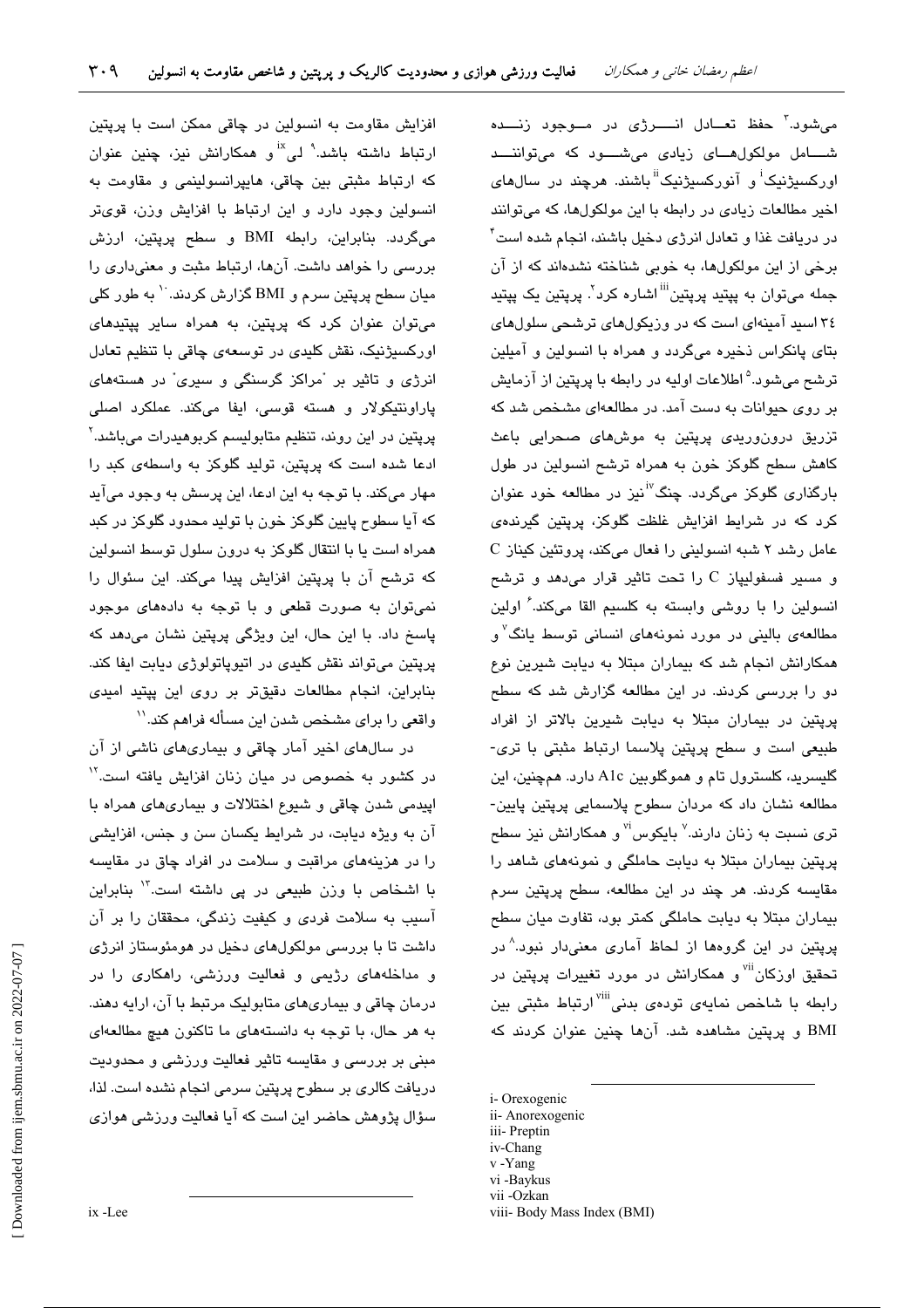می‌شود.[۳] حفظ تعادل انرژی در موجود زنده شامل مولکول‌های زیادی می‌شود که می‌توانند اورکسیژنیک[i] و آنورکسیژنیک[ii] باشند. هرچند در سال‌های اخیر مطالعات زیادی در رابطه با این مولکول‌ها، که می‌توانند در دریافت غذا و تعادل انرژی دخیل باشند، انجام شده است[۴] برخی از این مولکول‌ها، به خوبی شناخته نشده‌اند که از آن جمله می‌توان به پپتید پرپتین[iii] اشاره کرد[۲]. پرپتین یک پپتید ۳۴ اسید آمینه‌ای است که در وزیکول‌های ترشحی سلول‌های بتای پانکراس ذخیره می‌گردد و همراه با انسولین و آمیلین ترشح می‌شود.[۵] اطلاعات اولیه در رابطه با پرپتین از آزمایش بر روی حیوانات به دست آمد. در مطالعه‌ای مشخص شد که تزریق درون‌وریدی پرپتین به موش‌های صحرایی باعث کاهش سطح گلوکز خون به همراه ترشح انسولین در طول بارگذاری گلوکز می‌گردد. چنگ[iv] نیز در مطالعه خود عنوان کرد که در شرایط افزایش غلظت گلوکز، پرپتین گیرنده‌ی عامل رشد ۲ شبه انسولینی را فعال می‌کند، پروتئین کیناز C و مسیر فسفولیپاز C را تحت تاثیر قرار می‌دهد و ترشح انسولین را با روشی وابسته به کلسیم القا می‌کند.[۶] اولین مطالعه‌ی بالینی در مورد نمونه‌های انسانی توسط یانگ[v] و همکارانش انجام شد که بیماران مبتلا به دیابت شیرین نوع دو را بررسی کردند. در این مطالعه گزارش شد که سطح پرپتین در بیماران مبتلا به دیابت شیرین بالاتر از افراد طبیعی است و سطح پرپتین پلاسما ارتباط مثبتی با تری‌گلیسرید، کلسترول تام و هموگلوبین A1c دارد. همچنین، این مطالعه نشان داد که مردان سطوح پلاسمایی پرپتین پایین‌تری نسبت به زنان دارند.[۷] بایکوس[vi] و همکارانش نیز سطح پرپتین بیماران مبتلا به دیابت حاملگی و نمونه‌های شاهد را مقایسه کردند. هر چند در این مطالعه، سطح پرپتین سرم بیماران مبتلا به دیابت حاملگی کمتر بود، تفاوت میان سطح پرپتین در این گروه‌ها از لحاظ آماری معنی‌دار نبود.[۸] در تحقیق اوزکان[vii] و همکارانش در مورد تغییرات پرپتین در رابطه با شاخص نمایه‌ی توده‌ی بدنی[viii] ارتباط مثبتی بین BMI و پرپتین مشاهده شد. آن‌ها چنین عنوان کردند که افزایش مقاومت به انسولین در چاقی ممکن است با پرپتین ارتباط داشته باشد.[۹] لی[ix] و همکارانش نیز، چنین عنوان که ارتباط مثبتی بین چاقی، هایپرانسولینمی و مقاومت به انسولین وجود دارد و این ارتباط با افزایش وزن، قوی‌تر می‌گردد. بنابراین، رابطه BMI و سطح پرپتین، ارزش بررسی را خواهد داشت. آن‌ها، ارتباط مثبت و معنی‌داری را میان سطح پرپتین سرم و BMI گزارش کردند.[۱۰] به طور کلی می‌توان عنوان کرد که پرپتین، به همراه سایر پپتیدهای اورکسیژنیک، نقش کلیدی در توسعه‌ی چاقی با تنظیم تعادل انرژی و تاثیر بر "مراکز گرسنگی و سیری" در هسته‌های پاراونتیکولار و هسته قوسی، ایفا می‌کند. عملکرد اصلی پرپتین در این روند، تنظیم متابولیسم کربوهیدرات می‌باشد.[۲] ادعا شده است که پرپتین، تولید گلوکز به واسطه‌ی کبد را مهار می‌کند. با توجه به این ادعا، این پرسش به وجود می‌آید که آیا سطوح پایین گلوکز خون با تولید محدود گلوکز در کبد همراه است یا با انتقال گلوکز به درون سلول توسط انسولین که ترشح آن با پرپتین افزایش پیدا می‌کند. این سئوال را نمی‌توان به صورت قطعی و با توجه به داده‌های موجود پاسخ داد. با این حال، این ویژگی پرپتین نشان می‌دهد که پرپتین می‌تواند نقش کلیدی در اتیوپاتولوژی دیابت ایفا کند. بنابراین، انجام مطالعات دقیق‌تر بر روی این پپتید امیدی واقعی را برای مشخص شدن این مسأله فراهم کند.[۱۱]

در سال‌های اخیر آمار چاقی و بیماری‌های ناشی از آن در کشور به خصوص در میان زنان افزایش یافته است.[۱۲] اپیدمی شدن چاقی و شیوع اختلالات و بیماری‌های همراه با آن به ویژه دیابت، در شرایط یکسان سن و جنس، افزایشی را در هزینه‌های مراقبت و سلامت در افراد چاق در مقایسه با اشخاص با وزن طبیعی در پی داشته است.[۱۳] بنابراین آسیب به سلامت فردی و کیفیت زندگی، محققان را بر آن داشت تا با بررسی مولکول‌های دخیل در هومئوستاز انرژی و مداخله‌های رژیمی و فعالیت ورزشی، راهکاری را در درمان چاقی و بیماری‌های متابولیک مرتبط با آن، ارایه دهند. به هر حال، با توجه به دانسته‌های ما تاکنون هیچ مطالعه‌ای مبنی بر بررسی و مقایسه تاثیر فعالیت ورزشی و محدودیت دریافت کالری بر سطوح پرپتین سرمی انجام نشده است. لذا، سؤال پژوهش حاضر این است که آیا فعالیت ورزشی هوازی

---

i- Orexogenic
ii- Anorexogenic
iii- Preptin
iv-Chang
v -Yang
vi -Baykus
vii -Ozkan
viii- Body Mass Index (BMI)
ix -Lee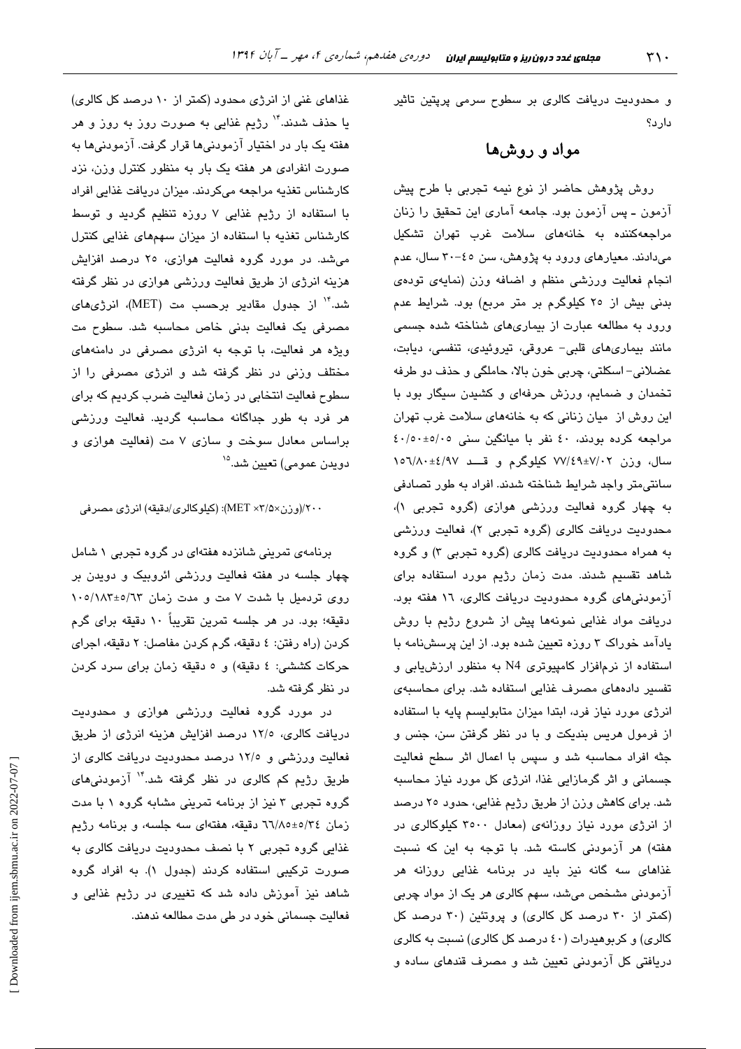و محدودیت دریافت کالری بر سطوح سرمی پرپتین تاثیر دارد؟

## مواد و روش‌ها

روش پژوهش حاضر از نوع نیمه تجربی با طرح پیش آزمون ـ پس آزمون بود. جامعه آماری این تحقیق را زنان مراجعه‌کننده به خانه‌های سلامت غرب تهران تشکیل می‌دادند. معیارهای ورود به پژوهش، سن ۴۵–۳۰ سال، عدم انجام فعالیت ورزشی منظم و اضافه وزن (نمایه‌ی توده‌ی بدنی بیش از ۲۵ کیلوگرم بر متر مربع) بود. شرایط عدم ورود به مطالعه عبارت از بیماری‌های شناخته شده جسمی مانند بیماری‌های قلبی- عروقی، تیروئیدی، تنفسی، دیابت، عضلانی- اسکلتی، چربی خون بالا، حاملگی و حذف دو طرفه تخمدان و ضمایم، ورزش حرفه‌ای و کشیدن سیگار بود با این روش از میان زنانی که به خانه‌های سلامت غرب تهران مراجعه کرده بودند، ۴۰ نفر با میانگین سنی ۵/۰۵±۴۰/۵۰ سال، وزن ۷/۰۲±۷۷/۴۹ کیلوگرم و قد ۴/۹۷±۱۵۶/۸۰ سانتی‌متر واجد شرایط شناخته شدند. افراد به طور تصادفی به چهار گروه فعالیت ورزشی هوازی (گروه تجربی ۱)، محدودیت دریافت کالری (گروه تجربی ۲)، فعالیت ورزشی به همراه محدودیت دریافت کالری (گروه تجربی ۳) و گروه شاهد تقسیم شدند. مدت زمان رژیم مورد استفاده برای آزمودنی‌های گروه محدودیت دریافت کالری، ۱۶ هفته بود. دریافت مواد غذایی نمونه‌ها پیش از شروع رژیم با روش یادآمد خوراک ۳ روزه تعیین شده بود. از این پرسش‌نامه با استفاده از نرم‌افزار کامپیوتری N4 به منظور ارزش‌یابی و تفسیر داده‌های مصرف غذایی استفاده شد. برای محاسبه‌ی انرژی مورد نیاز فرد، ابتدا میزان متابولیسم پایه با استفاده از فرمول هریس بندیکت و با در نظر گرفتن سن، جنس و جثه افراد محاسبه شد و سپس با اعمال اثر سطح فعالیت جسمانی و اثر گرمازایی غذا، انرژی کل مورد نیاز محاسبه شد. برای کاهش وزن از طریق رژیم غذایی، حدود ۲۵ درصد از انرژی مورد نیاز روزانه‌ی (معادل ۳۵۰۰ کیلوکالری در هفته) هر آزمودنی کاسته شد. با توجه به این که نسبت غذاهای سه گانه نیز باید در برنامه غذایی روزانه هر آزمودنی مشخص می‌شد، سهم کالری هر یک از مواد چربی (کمتر از ۳۰ درصد کل کالری) و پروتئین (۳۰ درصد کل کالری) و کربوهیدرات (۴۰ درصد کل کالری) نسبت به کالری دریافتی کل آزمودنی تعیین شد و مصرف قندهای ساده و غذاهای غنی از انرژی محدود (کمتر از ۱۰ درصد کل کالری) یا حذف شدند.[14] رژیم غذایی به صورت روز به روز و هر هفته یک بار در اختیار آزمودنی‌ها قرار گرفت. آزمودنی‌ها به صورت انفرادی هر هفته یک بار به منظور کنترل وزن، نزد کارشناس تغذیه مراجعه می‌کردند. میزان دریافت غذایی افراد با استفاده از رژیم غذایی ۷ روزه تنظیم گردید و توسط کارشناس تغذیه با استفاده از میزان سهم‌های غذایی کنترل می‌شد. در مورد گروه فعالیت هوازی، ۲۵ درصد افزایش هزینه انرژی از طریق فعالیت ورزشی هوازی در نظر گرفته شد.[14] از جدول مقادیر برحسب مت (MET)، انرژی‌های مصرفی یک فعالیت بدنی خاص محاسبه شد. سطوح مت ویژه هر فعالیت، با توجه به انرژی مصرفی در دامنه‌های مختلف وزنی در نظر گرفته شد و انرژی مصرفی را از سطوح فعالیت انتخابی در زمان فعالیت ضرب کردیم که برای هر فرد به طور جداگانه محاسبه گردید. فعالیت ورزشی براساس معادل سوخت و سازی ۷ مت (فعالیت هوازی و دویدن عمومی) تعیین شد.[15]

۲۰۰/(وزن×۳/۵× MET): (کیلوکالری/دقیقه) انرژی مصرفی

برنامه‌ی تمرینی شانزده هفته‌ای در گروه تجربی ۱ شامل چهار جلسه در هفته فعالیت ورزشی ائروبیک و دویدن بر روی تردمیل با شدت ۷ مت و مدت زمان ۵/۶۳±۱۰۵/۱۸۳ دقیقه؛ بود. در هر جلسه تمرین تقریباً ۱۰ دقیقه برای گرم کردن (راه رفتن: ۴ دقیقه، گرم کردن مفاصل: ۲ دقیقه، اجرای حرکات کششی: ۴ دقیقه) و ۵ دقیقه زمان برای سرد کردن در نظر گرفته شد.

در مورد گروه فعالیت ورزشی هوازی و محدودیت دریافت کالری، ۱۲/۵ درصد افزایش هزینه انرژی از طریق فعالیت ورزشی و ۱۲/۵ درصد محدودیت دریافت کالری از طریق رژیم کم کالری در نظر گرفته شد.[14] آزمودنی‌های گروه تجربی ۳ نیز از برنامه تمرینی مشابه گروه ۱ با مدت زمان ۵/۳۴±۶۶/۸۵ دقیقه، هفته‌ای سه جلسه، و برنامه رژیم غذایی گروه تجربی ۲ با نصف محدودیت دریافت کالری به صورت ترکیبی استفاده کردند (جدول ۱). به افراد گروه شاهد نیز آموزش داده شد که تغییری در رژیم غذایی و فعالیت جسمانی خود در طی مدت مطالعه ندهند.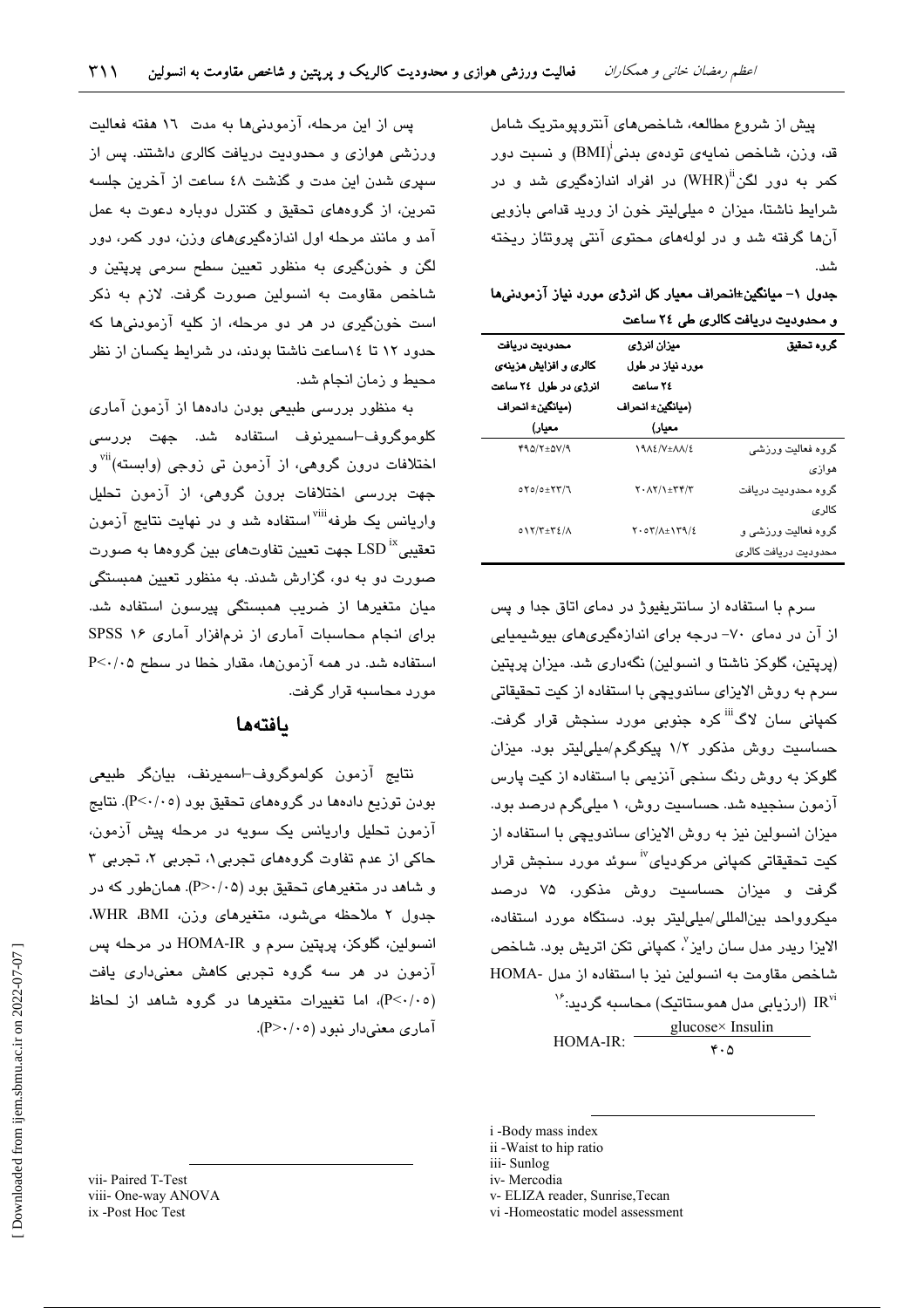پیش از شروع مطالعه، شاخص‌های آنتروپومتریک شامل قد، وزن، شاخص نمایه‌ی توده‌ی بدنی[i](BMI) و نسبت دور کمر به دور لگن[ii](WHR) در افراد اندازه‌گیری شد و در شرایط ناشتا، میزان ۵ میلی‌لیتر خون از ورید قدامی بازویی آن‌ها گرفته شد و در لوله‌های محتوی آنتی پروتئاز ریخته شد.

**جدول ۱- میانگین±انحراف معیار کل انرژی مورد نیاز آزمودنی‌ها و محدودیت دریافت کالری طی ۲۴ ساعت**

| گروه تحقیق | میزان انرژی مورد نیاز در طول ۲۴ ساعت (میانگین± انحراف معیار) | محدودیت دریافت کالری و افزایش هزینه‌ی انرژی در طول ۲۴ ساعت (میانگین± انحراف معیار) |
|---|---|---|
| گروه فعالیت ورزشی هوازی | ۱۹۸۴/۷±۸۸/۴ | ۴۹۵/۲±۵۷/۹ |
| گروه محدودیت دریافت کالری | ۲۰۸۲/۱±۳۴/۳ | ۵۲۵/۵±۲۳/۶ |
| گروه فعالیت ورزشی و محدودیت دریافت کالری | ۲۰۵۳/۸±۱۳۹/۴ | ۵۱۲/۳±۳۴/۸ |

سرم با استفاده از سانتریفیوژ در دمای اتاق جدا و پس از آن در دمای ۷۰- درجه برای اندازه‌گیری‌های بیوشیمیایی (پرپتین، گلوکز ناشتا و انسولین) نگه‌داری شد. میزان پرپتین سرم به روش الایزای ساندویچی با استفاده از کیت تحقیقاتی کمپانی سان لاگ[iii] کره جنوبی مورد سنجش قرار گرفت. حساسیت روش مذکور ۱/۲ پیکوگرم/میلی‌لیتر بود. میزان گلوکز به روش رنگ سنجی آنزیمی با استفاده از کیت پارس آزمون سنجیده شد. حساسیت روش، ۱ میلی‌گرم درصد بود. میزان انسولین نیز به روش الایزای ساندویچی با استفاده از کیت تحقیقاتی کمپانی مرکودیای[iv] سوئد مورد سنجش قرار گرفت و میزان حساسیت روش مذکور، ۷۵ درصد میکروواحد بین‌المللی/میلی‌لیتر بود. دستگاه مورد استفاده، الایزا ریدر مدل سان رایز[v]، کمپانی تکن اتریش بود. شاخص مقاومت به انسولین نیز با استفاده از مدل HOMA-IR[vi] (ارزیابی مدل هموستاتیک) محاسبه گردید:[16]

$$\text{HOMA-IR:}\ \frac{\text{glucose} \times \text{Insulin}}{405}$$

پس از این مرحله، آزمودنی‌ها به مدت ۱۶ هفته فعالیت ورزشی هوازی و محدودیت دریافت کالری داشتند. پس از سپری شدن این مدت و گذشت ۴۸ ساعت از آخرین جلسه تمرین، از گروه‌های تحقیق و کنترل دوباره دعوت به عمل آمد و مانند مرحله اول اندازه‌گیری‌های وزن، دور کمر، دور لگن و خون‌گیری به منظور تعیین سطح سرمی پرپتین و شاخص مقاومت به انسولین صورت گرفت. لازم به ذکر است خون‌گیری در هر دو مرحله، از کلیه آزمودنی‌ها که حدود ۱۲ تا ۱۴ساعت ناشتا بودند، در شرایط یکسان از نظر محیط و زمان انجام شد.

به منظور بررسی طبیعی بودن داده‌ها از آزمون آماری کلوموگروف-اسمیرنوف استفاده شد. جهت بررسی اختلافات درون گروهی، از آزمون تی زوجی (وابسته)[vii] و جهت بررسی اختلافات برون گروهی، از آزمون تحلیل واریانس یک طرفه[viii] استفاده شد و در نهایت نتایج آزمون تعقیبی LSD[ix] جهت تعیین تفاوت‌های بین گروه‌ها به صورت صورت دو به دو، گزارش شدند. به منظور تعیین همبستگی میان متغیرها از ضریب همبستگی پیرسون استفاده شد. برای انجام محاسبات آماری از نرم‌افزار آماری SPSS ۱۶ استفاده شد. در همه آزمون‌ها، مقدار خطا در سطح $P<0.05$ مورد محاسبه قرار گرفت.

## یافته‌ها

نتایج آزمون کولموگروف-اسمیرنف، بیانگر طبیعی بودن توزیع داده‌ها در گروه‌های تحقیق بود ($P<0.05$). نتایج آزمون تحلیل واریانس یک سویه در مرحله پیش آزمون، حاکی از عدم تفاوت گروه‌های تجربی۱، تجربی ۲، تجربی ۳ و شاهد در متغیرهای تحقیق بود ($P>0.05$). همان‌طور که در جدول ۲ ملاحظه می‌شود، متغیرهای وزن، BMI، WHR، انسولین، گلوکز، پرپتین سرم و HOMA-IR در مرحله پس آزمون در هر سه گروه تجربی کاهش معنی‌داری یافت ($P<0.05$)، اما تغییرات متغیرها در گروه شاهد از لحاظ آماری معنی‌دار نبود ($P>0.05$).

---

i -Body mass index
ii -Waist to hip ratio
iii- Sunlog
iv- Mercodia
v- ELIZA reader, Sunrise,Tecan
vi -Homeostatic model assessment
vii- Paired T-Test
viii- One-way ANOVA
ix -Post Hoc Test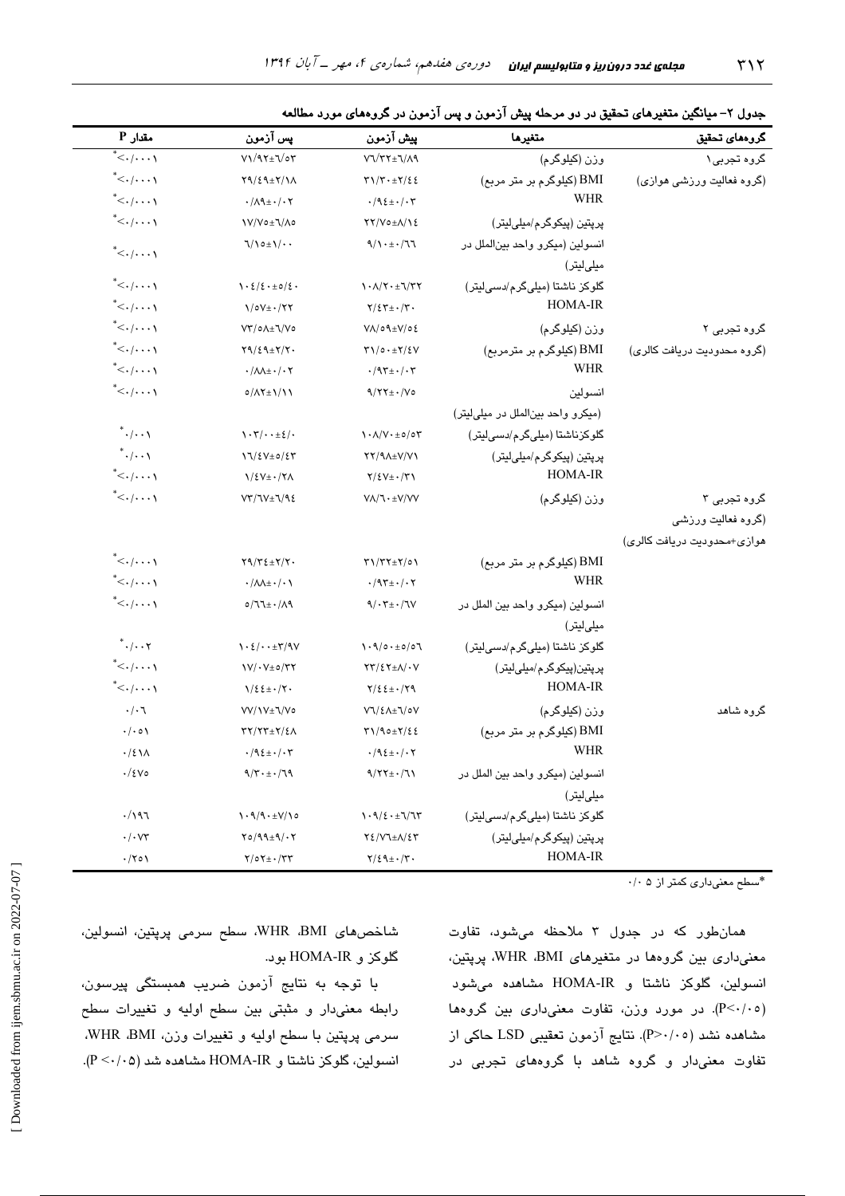جدول ۲- میانگین متغیرهای تحقیق در دو مرحله پیش آزمون و پس آزمون در گروه‌های مورد مطالعه

| گروه‌های تحقیق | متغیرها | پیش آزمون | پس آزمون | مقدار P |
|---|---|---|---|---|
| گروه تجربی۱ (گروه فعالیت ورزشی هوازی) | وزن (کیلوگرم) | ۷۶/۳۲±۶/۸۹ | ۷۱/۹۲±۶/۵۳ | \*<۰/۰۰۰۱ |
| | BMI (کیلوگرم بر متر مربع) | ۳۱/۳۰±۲/۴۴ | ۲۹/۴۹±۲/۱۸ | \*<۰/۰۰۰۱ |
| | WHR | ۰/۹۴±۰/۰۳ | ۰/۸۹±۰/۰۲ | \*<۰/۰۰۰۱ |
| | پرپتین (پیکوگرم/میلی‌لیتر) | ۲۲/۷۵±۸/۱۴ | ۱۷/۷۵±۶/۸۵ | \*<۰/۰۰۰۱ |
| | انسولین (میکرو واحد بین‌الملل در میلی‌لیتر) | ۹/۱۰±۰/۶۶ | ۶/۱۵±۱/۰۰ | \*<۰/۰۰۰۱ |
| | گلوکز ناشتا (میلی‌گرم/دسی‌لیتر) | ۱۰۸/۲۰±۶/۳۲ | ۱۰۴/۴۰±۵/۴۰ | \*<۰/۰۰۰۱ |
| | HOMA-IR | ۲/۴۳±۰/۳۰ | ۱/۵۷±۰/۲۲ | \*<۰/۰۰۰۱ |
| گروه تجربی ۲ (گروه محدودیت دریافت کالری) | وزن (کیلوگرم) | ۷۸/۵۹±۷/۵۴ | ۷۳/۵۸±۶/۷۵ | \*<۰/۰۰۰۱ |
| | BMI (کیلوگرم بر مترمربع) | ۳۱/۵۰±۲/۴۷ | ۲۹/۴۹±۲/۲۰ | \*<۰/۰۰۰۱ |
| | WHR | ۰/۹۳±۰/۰۳ | ۰/۸۸±۰/۰۲ | \*<۰/۰۰۰۱ |
| | انسولین (میکرو واحد بین‌الملل در میلی‌لیتر) | ۹/۲۲±۰/۷۵ | ۵/۸۲±۱/۱۱ | \*<۰/۰۰۰۱ |
| | گلوکزناشتا (میلی‌گرم/دسی‌لیتر) | ۱۰۸/۷۰±۵/۵۳ | ۱۰۳/۰۰±۴/۰ | \*۰/۰۰۱ |
| | پرپتین (پیکوگرم/میلی‌لیتر) | ۲۲/۹۸±۷/۷۱ | ۱۶/۴۷±۵/۴۳ | \*۰/۰۰۱ |
| | HOMA-IR | ۲/۴۷±۰/۳۱ | ۱/۴۷±۰/۲۸ | \*<۰/۰۰۰۱ |
| گروه تجربی ۳ (گروه فعالیت ورزشی هوازی+محدودیت دریافت کالری) | وزن (کیلوگرم) | ۷۸/۶۰±۷/۷۷ | ۷۳/۶۷±۶/۹۴ | \*<۰/۰۰۰۱ |
| | BMI (کیلوگرم بر متر مربع) | ۳۱/۳۲±۲/۵۱ | ۲۹/۳۴±۲/۲۰ | \*<۰/۰۰۰۱ |
| | WHR | ۰/۹۳±۰/۰۲ | ۰/۸۸±۰/۰۱ | \*<۰/۰۰۰۱ |
| | انسولین (میکرو واحد بین الملل در میلی‌لیتر) | ۹/۰۳±۰/۶۷ | ۵/۶۶±۰/۸۹ | \*<۰/۰۰۰۱ |
| | گلوکز ناشتا (میلی‌گرم/دسی‌لیتر) | ۱۰۹/۵۰±۵/۵۶ | ۱۰۴/۰۰±۳/۹۷ | \*۰/۰۰۲ |
| | پرپتین(پیکوگرم/میلی‌لیتر) | ۲۳/۴۲±۸/۰۷ | ۱۷/۰۷±۵/۳۲ | \*<۰/۰۰۰۱ |
| | HOMA-IR | ۲/۴۴±۰/۲۹ | ۱/۴۴±۰/۲۰ | \*<۰/۰۰۰۱ |
| گروه شاهد | وزن (کیلوگرم) | ۷۶/۴۸±۶/۵۷ | ۷۷/۱۷±۶/۷۵ | ۰/۰۶ |
| | BMI (کیلوگرم بر متر مربع) | ۳۱/۹۵±۲/۴۴ | ۳۲/۲۳±۲/۴۸ | ۰/۰۵۱ |
| | WHR | ۰/۹۴±۰/۰۲ | ۰/۹۴±۰/۰۳ | ۰/۴۱۸ |
| | انسولین (میکرو واحد بین الملل در میلی‌لیتر) | ۹/۲۲±۰/۶۱ | ۹/۳۰±۰/۶۹ | ۰/۴۷۵ |
| | گلوکز ناشتا (میلی‌گرم/دسی‌لیتر) | ۱۰۹/۴۰±۶/۶۳ | ۱۰۹/۹۰±۷/۱۵ | ۰/۱۹۶ |
| | پرپتین (پیکوگرم/میلی‌لیتر) | ۲۴/۷۶±۸/۴۳ | ۲۵/۹۹±۹/۰۲ | ۰/۰۷۳ |
| | HOMA-IR | ۲/۴۹±۰/۳۰ | ۲/۵۲±۰/۳۳ | ۰/۲۵۱ |

\*سطح معنی‌داری کمتر از ۰/۰۵

همان‌طور که در جدول ۳ ملاحظه می‌شود، تفاوت معنی‌داری بین گروه‌ها در متغیرهای BMI، WHR، پرپتین، انسولین، گلوکز ناشتا و HOMA-IR مشاهده می‌شود ($P<0/05$). در مورد وزن، تفاوت معنی‌داری بین گروه‌ها مشاهده نشد ($P>0/05$). نتایج آزمون تعقیبی LSD حاکی از تفاوت معنی‌دار و گروه شاهد با گروه‌های تجربی در شاخص‌های BMI، WHR، سطح سرمی پرپتین، انسولین، گلوکز و HOMA-IR بود.

با توجه به نتایج آزمون ضریب همبستگی پیرسون، رابطه معنی‌دار و مثبتی بین سطح اولیه و تغییرات سطح سرمی پرپتین با سطح اولیه و تغییرات وزن، BMI، WHR، انسولین، گلوکز ناشتا و HOMA-IR مشاهده شد ($P < 0/05$).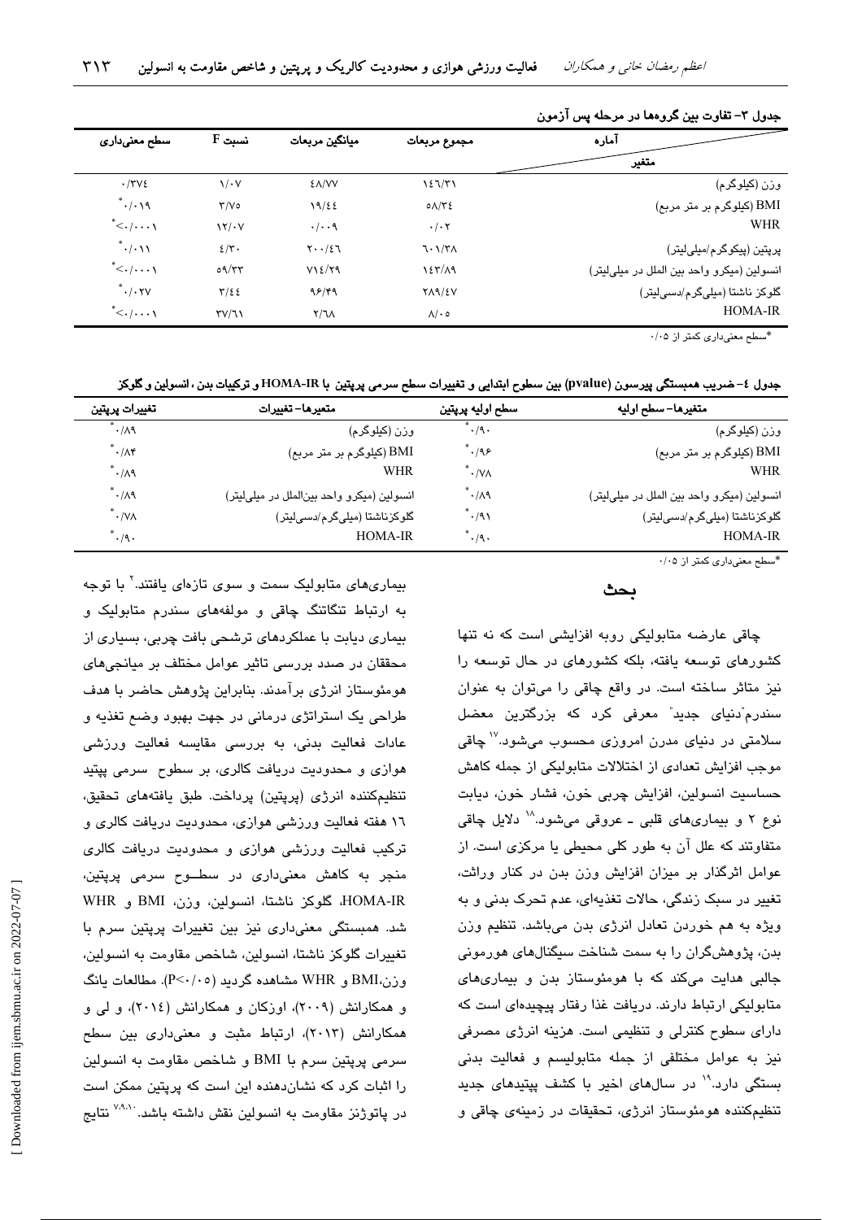جدول ۳- تفاوت بین گروه‌ها در مرحله پس آزمون

| متغیر / آماره | مجموع مربعات | میانگین مربعات | نسبت F | سطح معنی‌داری |
|---|---|---|---|---|
| وزن (کیلوگرم) | ۱۴۶/۳۱ | ۴۸/۷۷ | ۱/۰۷ | ۰/۳۷۴ |
| BMI (کیلوگرم بر متر مربع) | ۵۸/۳۴ | ۱۹/۴۴ | ۳/۷۵ | *۰/۰۱۹ |
| WHR | ۰/۰۲ | ۰/۰۰۹ | ۱۲/۰۷ | *<۰/۰۰۰۱ |
| پرپتین (پیکوگرم/میلی‌لیتر) | ۶۰۱/۳۸ | ۲۰۰/۴۶ | ۴/۳۰ | *۰/۰۱۱ |
| انسولین (میکرو واحد بین الملل در میلی‌لیتر) | ۱۴۳/۸۹ | ۷۱۴/۲۹ | ۵۹/۳۳ | *<۰/۰۰۰۱ |
| گلوکز ناشتا (میلی‌گرم/دسی‌لیتر) | ۲۸۹/۴۷ | ۹۶/۴۹ | ۳/۴۴ | *۰/۰۲۷ |
| HOMA-IR | ۸/۰۵ | ۲/۶۸ | ۳۷/۶۱ | *<۰/۰۰۰۱ |

*سطح معنی‌داری کمتر از ۰/۰۵

جدول ۴- ضریب همبستگی پیرسون (pvalue) بین سطوح ابتدایی و تغییرات سطح سرمی پرپتین با HOMA-IR و ترکیبات بدن، انسولین و گلوکز

| متغیرها- سطح اولیه | سطح اولیه پرپتین | متغیرها- تغییرات | تغییرات پرپتین |
|---|---|---|---|
| وزن (کیلوگرم) | *۰/۹۰ | وزن (کیلوگرم) | *۰/۸۹ |
| BMI (کیلوگرم بر متر مربع) | *۰/۹۶ | BMI (کیلوگرم بر متر مربع) | *۰/۸۴ |
| WHR | *۰/۷۸ | WHR | *۰/۸۹ |
| انسولین (میکرو واحد بین الملل در میلی‌لیتر) | *۰/۸۹ | انسولین (میکرو واحد بین‌الملل در میلی‌لیتر) | *۰/۸۹ |
| گلوکزناشتا (میلی‌گرم/دسی‌لیتر) | *۰/۹۱ | گلوکزناشتا (میلی‌گرم/دسی‌لیتر) | *۰/۷۸ |
| HOMA-IR | *۰/۹۰ | HOMA-IR | *۰/۹۰ |

*سطح معنی‌داری کمتر از ۰/۰۵

## بحث

چاقی عارضه متابولیکی روبه افزایشی است که نه تنها کشورهای توسعه یافته، بلکه کشورهای در حال توسعه را نیز متاثر ساخته است. در واقع چاقی را می‌توان به عنوان سندرم"دنیای جدید" معرفی کرد که بزرگترین معضل سلامتی در دنیای مدرن امروزی محسوب می‌شود.[۱۷] چاقی موجب افزایش تعدادی از اختلالات متابولیکی از جمله کاهش حساسیت انسولین، افزایش چربی خون، فشار خون، دیابت نوع ۲ و بیماری‌های قلبی ـ عروقی می‌شود.[۱۸] دلایل چاقی متفاوتند که علل آن به طور کلی محیطی یا مرکزی است. از عوامل اثرگذار بر میزان افزایش وزن بدن در کنار وراثت، تغییر در سبک زندگی، حالات تغذیه‌ای، عدم تحرک بدنی و به ویژه به هم خوردن تعادل انرژی بدن می‌باشد. تنظیم وزن بدن، پژوهشگران را به سمت شناخت سیگنال‌های هورمونی جالبی هدایت می‌کند که با هومئوستاز بدن و بیماری‌های متابولیکی ارتباط دارند. دریافت غذا رفتار پیچیده‌ای است که دارای سطوح کنترلی و تنظیمی است. هزینه انرژی مصرفی نیز به عوامل مختلفی از جمله متابولیسم و فعالیت بدنی بستگی دارد.[۱۹] در سال‌های اخیر با کشف پپتیدهای جدید تنظیم‌کننده هومئوستاز انرژی، تحقیقات در زمینه‌ی چاقی و بیماری‌های متابولیک سمت و سوی تازه‌ای یافتند.[۲] با توجه به ارتباط تنگاتنگ چاقی و مولفه‌های سندرم متابولیک و بیماری دیابت با عملکردهای ترشحی بافت چربی، بسیاری از محققان در صدد بررسی تاثیر عوامل مختلف بر میانجی‌های هومئوستاز انرژی برآمدند. بنابراین پژوهش حاضر با هدف طراحی یک استراتژی درمانی در جهت بهبود وضع تغذیه و عادات فعالیت بدنی، به بررسی مقایسه فعالیت ورزشی هوازی و محدودیت دریافت کالری، بر سطوح سرمی پپتید تنظیم‌کننده انرژی (پرپتین) پرداخت. طبق یافته‌های تحقیق، ۱۶ هفته فعالیت ورزشی هوازی، محدودیت دریافت کالری و ترکیب فعالیت ورزشی هوازی و محدودیت دریافت کالری منجر به کاهش معنی‌داری در سطوح سرمی پرپتین، HOMA-IR، گلوکز ناشتا، انسولین، وزن، BMI و WHR شد. همبستگی معنی‌داری نیز بین تغییرات پرپتین سرم با تغییرات گلوکز ناشتا، انسولین، شاخص مقاومت به انسولین، وزن،BMI و WHR مشاهده گردید (P<۰/۰۵). مطالعات یانگ و همکارانش (۲۰۰۹)، اوزکان و همکارانش (۲۰۱۴)، و لی و همکارانش (۲۰۱۳)، ارتباط مثبت و معنی‌داری بین سطح سرمی پرپتین سرم با BMI و شاخص مقاومت به انسولین را اثبات کرد که نشان‌دهنده این است که پرپتین ممکن است در پاتوژنز مقاومت به انسولین نقش داشته باشد.[۷،۹،۱۰] نتایج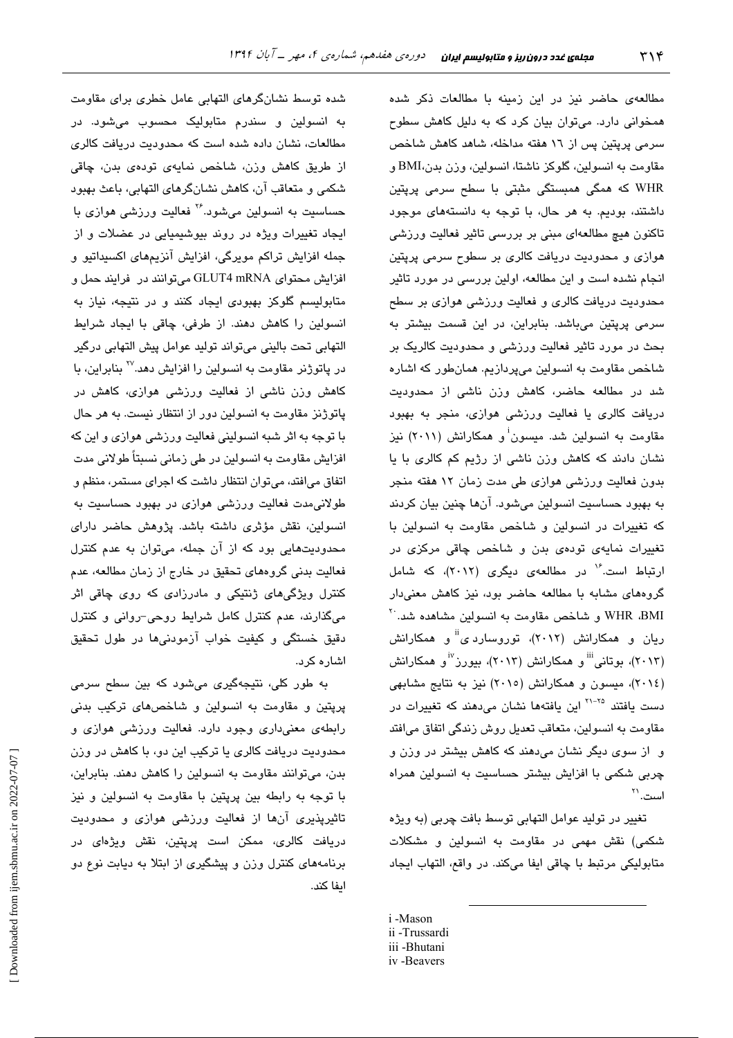مطالعه‌ی حاضر نیز در این زمینه با مطالعات ذکر شده همخوانی دارد. می‌توان بیان کرد که به دلیل کاهش سطوح سرمی پرپتین پس از ۱۶ هفته مداخله، شاهد کاهش شاخص مقاومت به انسولین، گلوکز ناشتا، انسولین، وزن بدن،BMI و WHR که همگی همبستگی مثبتی با سطح سرمی پرپتین داشتند، بودیم. به هر حال، با توجه به دانسته‌های موجود تاکنون هیچ مطالعه‌ای مبنی بر بررسی تاثیر فعالیت ورزشی هوازی و محدودیت دریافت کالری بر سطوح سرمی پرپتین انجام نشده است و این مطالعه، اولین بررسی در مورد تاثیر محدودیت دریافت کالری و فعالیت ورزشی هوازی بر سطح سرمی پرپتین می‌باشد. بنابراین، در این قسمت بیشتر به بحث در مورد تاثیر فعالیت ورزشی و محدودیت کالریک بر شاخص مقاومت به انسولین می‌پردازیم. همان‌طور که اشاره شد در مطالعه حاضر، کاهش وزن ناشی از محدودیت دریافت کالری یا فعالیت ورزشی هوازی، منجر به بهبود مقاومت به انسولین شد. میسون[i] و همکارانش (۲۰۱۱) نیز نشان دادند که کاهش وزن ناشی از رژیم کم کالری با یا بدون فعالیت ورزشی هوازی طی مدت زمان ۱۲ هفته منجر به بهبود حساسیت انسولین می‌شود. آن‌ها چنین بیان کردند که تغییرات در انسولین و شاخص مقاومت به انسولین با تغییرات نمایه‌ی توده‌ی بدن و شاخص چاقی مرکزی در ارتباط است.[16] در مطالعه‌ی دیگری (۲۰۱۲)، که شامل گروه‌های مشابه با مطالعه حاضر بود، نیز کاهش معنی‌دار BMI، WHR و شاخص مقاومت به انسولین مشاهده شد.[20] ریان و همکارانش (۲۰۱۲)، تورسارد ی[ii] و همکارانش (۲۰۱۳)، بوتانی[iii] و همکارانش (۲۰۱۳)، بیورز[iv] و همکارانش (۲۰۱٤)، میسون و همکارانش (۲۰۱۵) نیز به نتایج مشابهی دست یافتند [21-25] این یافته‌ها نشان می‌دهند که تغییرات در مقاومت به انسولین، متعاقب تعدیل روش زندگی اتفاق می‌افتد و از سوی دیگر نشان می‌دهند که کاهش بیشتر در وزن و چربی شکمی با افزایش بیشتر حساسیت به انسولین همراه است.[21]

تغییر در تولید عوامل التهابی توسط بافت چربی (به ویژه شکمی) نقش مهمی در مقاومت به انسولین و مشکلات متابولیکی مرتبط با چاقی ایفا می‌کند. در واقع، التهاب ایجاد شده توسط نشان‌گرهای التهابی عامل خطری برای مقاومت به انسولین و سندرم متابولیک محسوب می‌شود. در مطالعات، نشان داده شده است که محدودیت دریافت کالری از طریق کاهش وزن، شاخص نمایه‌ی توده‌ی بدن، چاقی شکمی و متعاقب آن، کاهش نشان‌گرهای التهابی، باعث بهبود حساسیت به انسولین می‌شود.[26] فعالیت ورزشی هوازی با ایجاد تغییرات ویژه در روند بیوشیمیایی در عضلات و از جمله افزایش تراکم مویرگی، افزایش آنزیم‌های اکسیداتیو و افزایش محتوای GLUT4 mRNA می‌توانند در فرایند حمل و متابولیسم گلوکز بهبودی ایجاد کنند و در نتیجه، نیاز به انسولین را کاهش دهند. از طرفی، چاقی با ایجاد شرایط التهابی تحت بالینی می‌تواند تولید عوامل پیش التهابی درگیر در پاتوژنز مقاومت به انسولین را افزایش دهد.[27] بنابراین، با کاهش وزن ناشی از فعالیت ورزشی هوازی، کاهش در پاتوژنز مقاومت به انسولین دور از انتظار نیست. به هر حال با توجه به اثر شبه انسولینی فعالیت ورزشی هوازی و این که افزایش مقاومت به انسولین در طی زمانی نسبتاً طولانی مدت اتفاق می‌افتد، می‌توان انتظار داشت که اجرای مستمر، منظم و طولانی‌مدت فعالیت ورزشی هوازی در بهبود حساسیت به انسولین، نقش مؤثری داشته باشد. پژوهش حاضر دارای محدودیت‌هایی بود که از آن جمله، می‌توان به عدم کنترل فعالیت بدنی گروه‌های تحقیق در خارج از زمان مطالعه، عدم کنترل ویژگی‌های ژنتیکی و مادرزادی که روی چاقی اثر می‌گذارند، عدم کنترل کامل شرایط روحی-روانی و کنترل دقیق خستگی و کیفیت خواب آزمودنی‌ها در طول تحقیق اشاره کرد.

به طور کلی، نتیجه‌گیری می‌شود که بین سطح سرمی پرپتین و مقاومت به انسولین و شاخص‌های ترکیب بدنی رابطه‌ی معنی‌داری وجود دارد. فعالیت ورزشی هوازی و محدودیت دریافت کالری یا ترکیب این دو، با کاهش در وزن بدن، می‌توانند مقاومت به انسولین را کاهش دهند. بنابراین، با توجه به رابطه بین پرپتین با مقاومت به انسولین و نیز تاثیرپذیری آن‌ها از فعالیت ورزشی هوازی و محدودیت دریافت کالری، ممکن است پرپتین، نقش ویژه‌ای در برنامه‌های کنترل وزن و پیشگیری از ابتلا به دیابت نوع دو ایفا کند.

---

i -Mason
ii -Trussardi
iii -Bhutani
iv -Beavers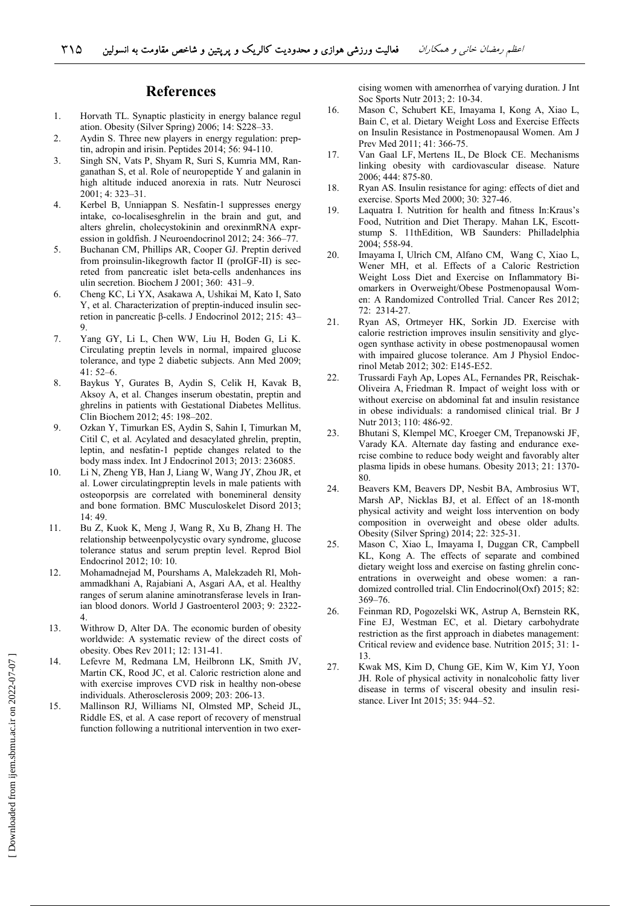## References

1. Horvath TL. Synaptic plasticity in energy balance regul ation. Obesity (Silver Spring) 2006; 14: S228–33.
2. Aydin S. Three new players in energy regulation: preptin, adropin and irisin. Peptides 2014; 56: 94-110.
3. Singh SN, Vats P, Shyam R, Suri S, Kumria MM, Ranganathan S, et al. Role of neuropeptide Y and galanin in high altitude induced anorexia in rats. Nutr Neurosci 2001; 4: 323–31.
4. Kerbel B, Unniappan S. Nesfatin-1 suppresses energy intake, co-localisesghrelin in the brain and gut, and alters ghrelin, cholecystokinin and orexinmRNA expression in goldfish. J Neuroendocrinol 2012; 24: 366–77.
5. Buchanan CM, Phillips AR, Cooper GJ. Preptin derived from proinsulin-likegrowth factor II (proIGF-II) is secreted from pancreatic islet beta-cells andenhances insulin secretion. Biochem J 2001; 360: 431–9.
6. Cheng KC, Li YX, Asakawa A, Ushikai M, Kato I, Sato Y, et al. Characterization of preptin-induced insulin secretion in pancreatic β-cells. J Endocrinol 2012; 215: 43–9.
7. Yang GY, Li L, Chen WW, Liu H, Boden G, Li K. Circulating preptin levels in normal, impaired glucose tolerance, and type 2 diabetic subjects. Ann Med 2009; 41: 52–6.
8. Baykus Y, Gurates B, Aydin S, Celik H, Kavak B, Aksoy A, et al. Changes inserum obestatin, preptin and ghrelins in patients with Gestational Diabetes Mellitus. Clin Biochem 2012; 45: 198–202.
9. Ozkan Y, Timurkan ES, Aydin S, Sahin I, Timurkan M, Citil C, et al. Acylated and desacylated ghrelin, preptin, leptin, and nesfatin-1 peptide changes related to the body mass index. Int J Endocrinol 2013; 2013: 236085.
10. Li N, Zheng YB, Han J, Liang W, Wang JY, Zhou JR, et al. Lower circulatingpreptin levels in male patients with osteoporpsis are correlated with bonemineral density and bone formation. BMC Musculoskelet Disord 2013; 14: 49.
11. Bu Z, Kuok K, Meng J, Wang R, Xu B, Zhang H. The relationship betweenpolycystic ovary syndrome, glucose tolerance status and serum preptin level. Reprod Biol Endocrinol 2012; 10: 10.
12. Mohamadnejad M, Pourshams A, Malekzadeh Rl, Mohammadkhani A, Rajabiani A, Asgari AA, et al. Healthy ranges of serum alanine aminotransferase levels in Iranian blood donors. World J Gastroenterol 2003; 9: 2322-4.
13. Withrow D, Alter DA. The economic burden of obesity worldwide: A systematic review of the direct costs of obesity. Obes Rev 2011; 12: 131-41.
14. Lefevre M, Redmana LM, Heilbronn LK, Smith JV, Martin CK, Rood JC, et al. Caloric restriction alone and with exercise improves CVD risk in healthy non-obese individuals. Atherosclerosis 2009; 203: 206-13.
15. Mallinson RJ, Williams NI, Olmsted MP, Scheid JL, Riddle ES, et al. A case report of recovery of menstrual function following a nutritional intervention in two exercising women with amenorrhea of varying duration. J Int Soc Sports Nutr 2013; 2: 10-34.
16. Mason C, Schubert KE, Imayama I, Kong A, Xiao L, Bain C, et al. Dietary Weight Loss and Exercise Effects on Insulin Resistance in Postmenopausal Women. Am J Prev Med 2011; 41: 366-75.
17. Van Gaal LF, Mertens IL, De Block CE. Mechanisms linking obesity with cardiovascular disease. Nature 2006; 444: 875-80.
18. Ryan AS. Insulin resistance for aging: effects of diet and exercise. Sports Med 2000; 30: 327-46.
19. Laquatra I. Nutrition for health and fitness In:Kraus's Food, Nutrition and Diet Therapy. Mahan LK, Escottstump S. 11thEdition, WB Saunders: Philladelphia 2004; 558-94.
20. Imayama I, Ulrich CM, Alfano CM, Wang C, Xiao L, Wener MH, et al. Effects of a Caloric Restriction Weight Loss Diet and Exercise on Inflammatory Biomarkers in Overweight/Obese Postmenopausal Women: A Randomized Controlled Trial. Cancer Res 2012; 72: 2314-27.
21. Ryan AS, Ortmeyer HK, Sorkin JD. Exercise with calorie restriction improves insulin sensitivity and glycogen synthase activity in obese postmenopausal women with impaired glucose tolerance. Am J Physiol Endocrinol Metab 2012; 302: E145-E52.
22. Trussardi Fayh Ap, Lopes AL, Fernandes PR, Reischak-Oliveira A, Friedman R. Impact of weight loss with or without exercise on abdominal fat and insulin resistance in obese individuals: a randomised clinical trial. Br J Nutr 2013; 110: 486-92.
23. Bhutani S, Klempel MC, Kroeger CM, Trepanowski JF, Varady KA. Alternate day fasting and endurance exercise combine to reduce body weight and favorably alter plasma lipids in obese humans. Obesity 2013; 21: 1370-80.
24. Beavers KM, Beavers DP, Nesbit BA, Ambrosius WT, Marsh AP, Nicklas BJ, et al. Effect of an 18-month physical activity and weight loss intervention on body composition in overweight and obese older adults. Obesity (Silver Spring) 2014; 22: 325-31.
25. Mason C, Xiao L, Imayama I, Duggan CR, Campbell KL, Kong A. The effects of separate and combined dietary weight loss and exercise on fasting ghrelin concentrations in overweight and obese women: a randomized controlled trial. Clin Endocrinol(Oxf) 2015; 82: 369–76.
26. Feinman RD, Pogozelski WK, Astrup A, Bernstein RK, Fine EJ, Westman EC, et al. Dietary carbohydrate restriction as the first approach in diabetes management: Critical review and evidence base. Nutrition 2015; 31: 1-13.
27. Kwak MS, Kim D, Chung GE, Kim W, Kim YJ, Yoon JH. Role of physical activity in nonalcoholic fatty liver disease in terms of visceral obesity and insulin resistance. Liver Int 2015; 35: 944–52.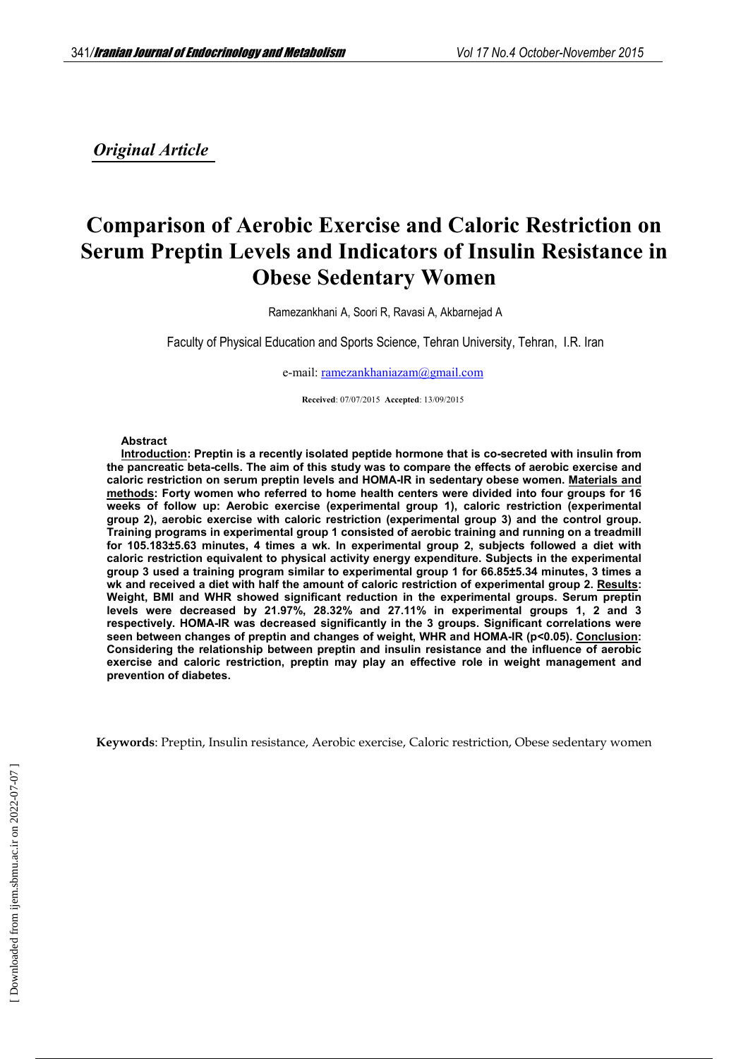*Original Article*

# Comparison of Aerobic Exercise and Caloric Restriction on Serum Preptin Levels and Indicators of Insulin Resistance in Obese Sedentary Women

Ramezankhani A, Soori R, Ravasi A, Akbarnejad A

Faculty of Physical Education and Sports Science, Tehran University, Tehran, I.R. Iran

e-mail: ramezankhaniazam@gmail.com

**Received**: 07/07/2015 **Accepted**: 13/09/2015

**Abstract**

**Introduction: Preptin is a recently isolated peptide hormone that is co-secreted with insulin from the pancreatic beta-cells. The aim of this study was to compare the effects of aerobic exercise and caloric restriction on serum preptin levels and HOMA-IR in sedentary obese women. Materials and methods: Forty women who referred to home health centers were divided into four groups for 16 weeks of follow up: Aerobic exercise (experimental group 1), caloric restriction (experimental group 2), aerobic exercise with caloric restriction (experimental group 3) and the control group. Training programs in experimental group 1 consisted of aerobic training and running on a treadmill for 105.183±5.63 minutes, 4 times a wk. In experimental group 2, subjects followed a diet with caloric restriction equivalent to physical activity energy expenditure. Subjects in the experimental group 3 used a training program similar to experimental group 1 for 66.85±5.34 minutes, 3 times a wk and received a diet with half the amount of caloric restriction of experimental group 2. Results: Weight, BMI and WHR showed significant reduction in the experimental groups. Serum preptin levels were decreased by 21.97%, 28.32% and 27.11% in experimental groups 1, 2 and 3 respectively. HOMA-IR was decreased significantly in the 3 groups. Significant correlations were seen between changes of preptin and changes of weight, WHR and HOMA-IR ($p<0.05$). Conclusion: Considering the relationship between preptin and insulin resistance and the influence of aerobic exercise and caloric restriction, preptin may play an effective role in weight management and prevention of diabetes.**

**Keywords**: Preptin, Insulin resistance, Aerobic exercise, Caloric restriction, Obese sedentary women